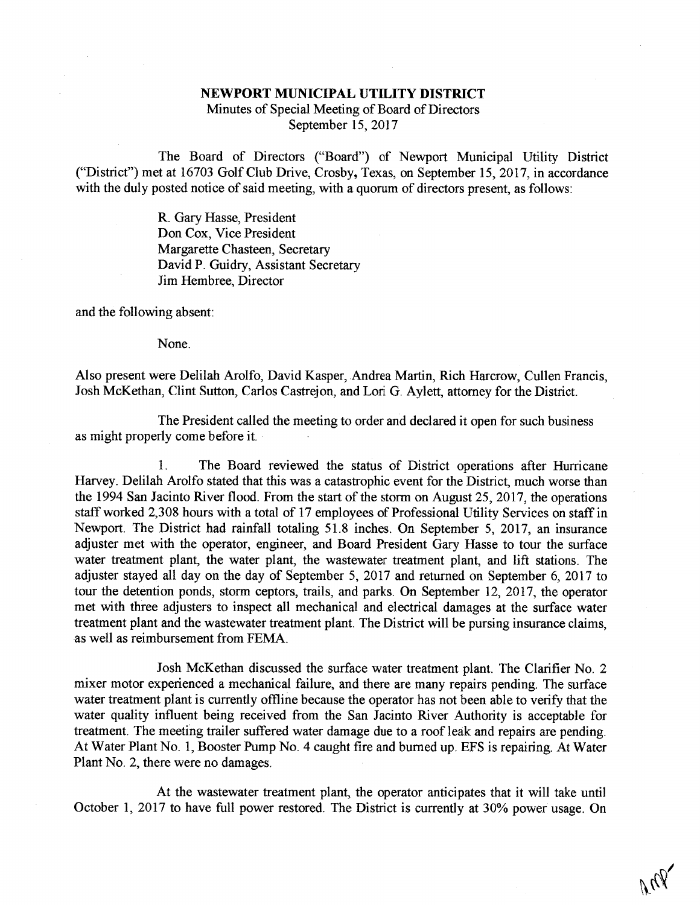# NEWPORT MUNICIPAL UTILITY DISTRICT

Minutes of Special Meeting of Board of Directors
September 15, 2017

The Board of Directors ("Board") of Newport Municipal Utility District ("District") met at 16703 Golf Club Drive, Crosby, Texas, on September 15, 2017, in accordance with the duly posted notice of said meeting, with a quorum of directors present, as follows:

R. Gary Hasse, President
Don Cox, Vice President
Margarette Chasteen, Secretary
David P. Guidry, Assistant Secretary
Jim Hembree, Director

and the following absent:

None.

Also present were Delilah Arolfo, David Kasper, Andrea Martin, Rich Harcrow, Cullen Francis, Josh McKethan, Clint Sutton, Carlos Castrejon, and Lori G. Aylett, attorney for the District.

The President called the meeting to order and declared it open for such business as might properly come before it.

1. The Board reviewed the status of District operations after Hurricane Harvey. Delilah Arolfo stated that this was a catastrophic event for the District, much worse than the 1994 San Jacinto River flood. From the start of the storm on August 25, 2017, the operations staff worked 2,308 hours with a total of 17 employees of Professional Utility Services on staff in Newport. The District had rainfall totaling 51.8 inches. On September 5, 2017, an insurance adjuster met with the operator, engineer, and Board President Gary Hasse to tour the surface water treatment plant, the water plant, the wastewater treatment plant, and lift stations. The adjuster stayed all day on the day of September 5, 2017 and returned on September 6, 2017 to tour the detention ponds, storm ceptors, trails, and parks. On September 12, 2017, the operator met with three adjusters to inspect all mechanical and electrical damages at the surface water treatment plant and the wastewater treatment plant. The District will be pursing insurance claims, as well as reimbursement from FEMA.

Josh McKethan discussed the surface water treatment plant. The Clarifier No. 2 mixer motor experienced a mechanical failure, and there are many repairs pending. The surface water treatment plant is currently offline because the operator has not been able to verify that the water quality influent being received from the San Jacinto River Authority is acceptable for treatment. The meeting trailer suffered water damage due to a roof leak and repairs are pending. At Water Plant No. 1, Booster Pump No. 4 caught fire and burned up. EFS is repairing. At Water Plant No. 2, there were no damages.

At the wastewater treatment plant, the operator anticipates that it will take until October 1, 2017 to have full power restored. The District is currently at 30% power usage. On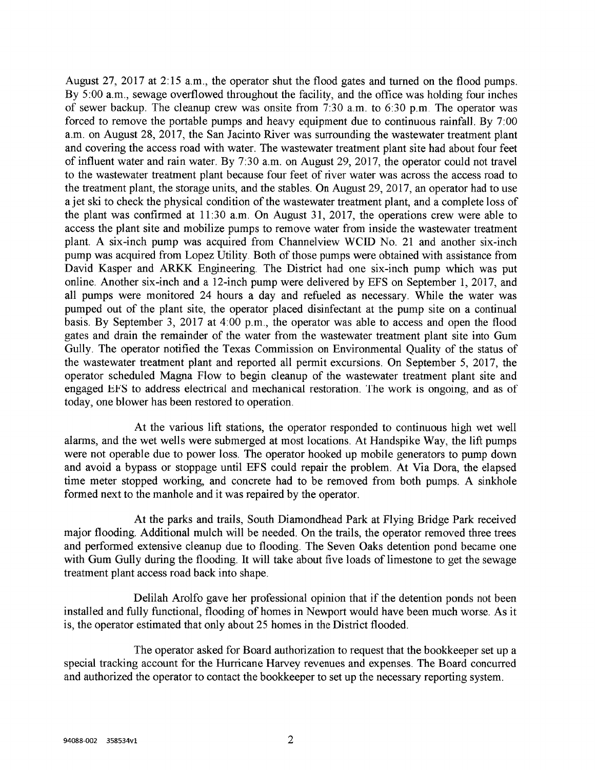August 27, 2017 at 2:15 a.m., the operator shut the flood gates and turned on the flood pumps. By 5:00 a.m., sewage overflowed throughout the facility, and the office was holding four inches of sewer backup. The cleanup crew was onsite from 7:30 a.m. to 6:30 p.m. The operator was forced to remove the portable pumps and heavy equipment due to continuous rainfall. By 7:00 a.m. on August 28, 2017, the San Jacinto River was surrounding the wastewater treatment plant and covering the access road with water. The wastewater treatment plant site had about four feet of influent water and rain water. By 7:30 a.m. on August 29, 2017, the operator could not travel to the wastewater treatment plant because four feet of river water was across the access road to the treatment plant, the storage units, and the stables. On August 29, 2017, an operator had to use a jet ski to check the physical condition of the wastewater treatment plant, and a complete loss of the plant was confirmed at 11:30 a.m. On August 31, 2017, the operations crew were able to access the plant site and mobilize pumps to remove water from inside the wastewater treatment plant. A six-inch pump was acquired from Channelview WCID No. 21 and another six-inch pump was acquired from Lopez Utility. Both of those pumps were obtained with assistance from David Kasper and ARKK Engineering. The District had one six-inch pump which was put online. Another six-inch and a 12-inch pump were delivered by EFS on September 1, 2017, and all pumps were monitored 24 hours a day and refueled as necessary. While the water was pumped out of the plant site, the operator placed disinfectant at the pump site on a continual basis. By September 3, 2017 at 4:00 p.m., the operator was able to access and open the flood gates and drain the remainder of the water from the wastewater treatment plant site into Gum Gully. The operator notified the Texas Commission on Environmental Quality of the status of the wastewater treatment plant and reported all permit excursions. On September 5, 2017, the operator scheduled Magna Flow to begin cleanup of the wastewater treatment plant site and engaged EFS to address electrical and mechanical restoration. The work is ongoing, and as of today, one blower has been restored to operation.

At the various lift stations, the operator responded to continuous high wet well alarms, and the wet wells were submerged at most locations. At Handspike Way, the lift pumps were not operable due to power loss. The operator hooked up mobile generators to pump down and avoid a bypass or stoppage until EFS could repair the problem. At Via Dora, the elapsed time meter stopped working, and concrete had to be removed from both pumps. A sinkhole formed next to the manhole and it was repaired by the operator.

At the parks and trails, South Diamondhead Park at Flying Bridge Park received major flooding. Additional mulch will be needed. On the trails, the operator removed three trees and performed extensive cleanup due to flooding. The Seven Oaks detention pond became one with Gum Gully during the flooding. It will take about five loads of limestone to get the sewage treatment plant access road back into shape.

Delilah Arolfo gave her professional opinion that if the detention ponds not been installed and fully functional, flooding of homes in Newport would have been much worse. As it is, the operator estimated that only about 25 homes in the District flooded.

The operator asked for Board authorization to request that the bookkeeper set up a special tracking account for the Hurricane Harvey revenues and expenses. The Board concurred and authorized the operator to contact the bookkeeper to set up the necessary reporting system.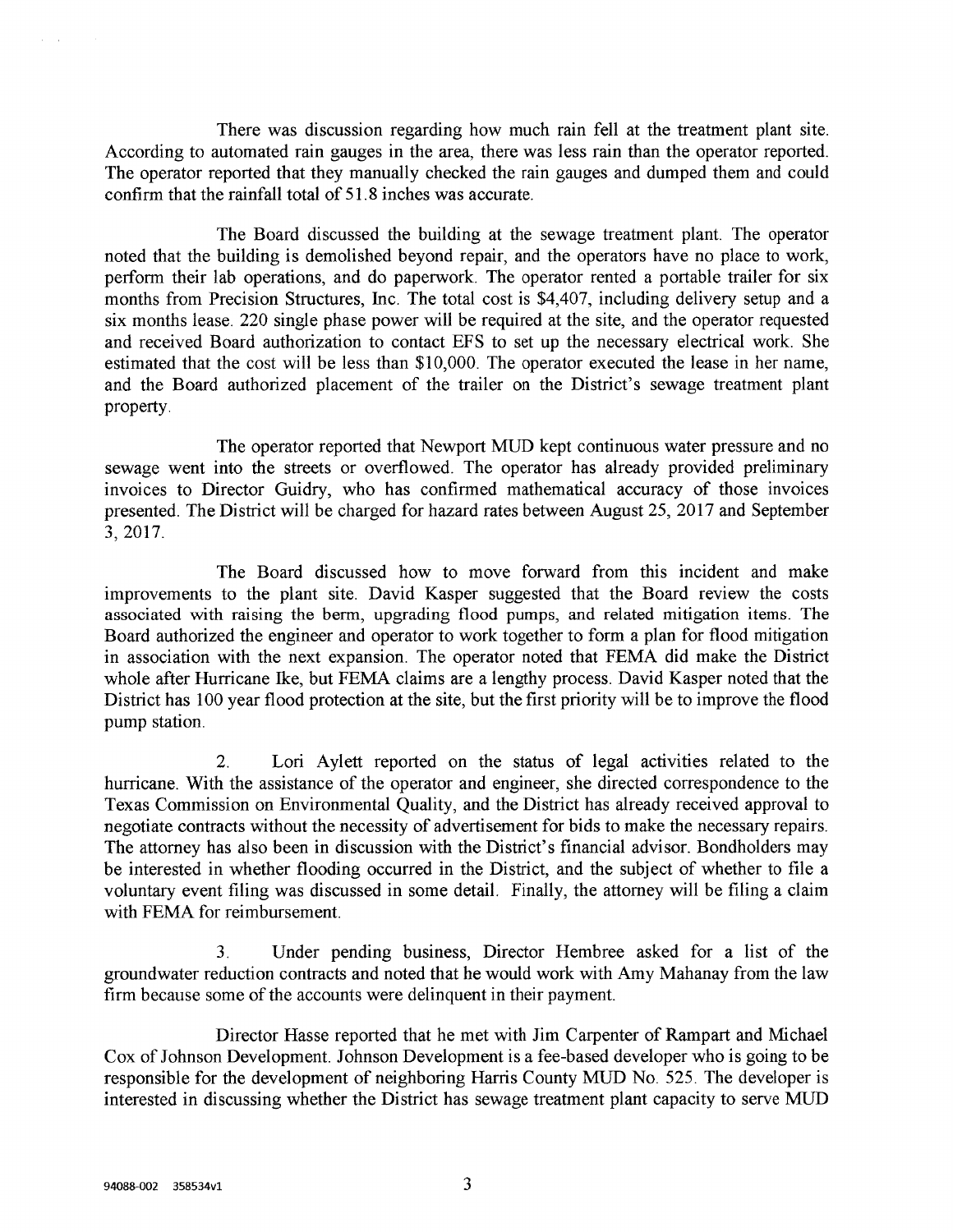There was discussion regarding how much rain fell at the treatment plant site. According to automated rain gauges in the area, there was less rain than the operator reported. The operator reported that they manually checked the rain gauges and dumped them and could confirm that the rainfall total of 51.8 inches was accurate.

The Board discussed the building at the sewage treatment plant. The operator noted that the building is demolished beyond repair, and the operators have no place to work, perform their lab operations, and do paperwork. The operator rented a portable trailer for six months from Precision Structures, Inc. The total cost is $4,407, including delivery setup and a six months lease. 220 single phase power will be required at the site, and the operator requested and received Board authorization to contact EFS to set up the necessary electrical work. She estimated that the cost will be less than $10,000. The operator executed the lease in her name, and the Board authorized placement of the trailer on the District's sewage treatment plant property.

The operator reported that Newport MUD kept continuous water pressure and no sewage went into the streets or overflowed. The operator has already provided preliminary invoices to Director Guidry, who has confirmed mathematical accuracy of those invoices presented. The District will be charged for hazard rates between August 25, 2017 and September 3, 2017.

The Board discussed how to move forward from this incident and make improvements to the plant site. David Kasper suggested that the Board review the costs associated with raising the berm, upgrading flood pumps, and related mitigation items. The Board authorized the engineer and operator to work together to form a plan for flood mitigation in association with the next expansion. The operator noted that FEMA did make the District whole after Hurricane Ike, but FEMA claims are a lengthy process. David Kasper noted that the District has 100 year flood protection at the site, but the first priority will be to improve the flood pump station.

2. Lori Aylett reported on the status of legal activities related to the hurricane. With the assistance of the operator and engineer, she directed correspondence to the Texas Commission on Environmental Quality, and the District has already received approval to negotiate contracts without the necessity of advertisement for bids to make the necessary repairs. The attorney has also been in discussion with the District's financial advisor. Bondholders may be interested in whether flooding occurred in the District, and the subject of whether to file a voluntary event filing was discussed in some detail. Finally, the attorney will be filing a claim with FEMA for reimbursement.

3. Under pending business, Director Hembree asked for a list of the groundwater reduction contracts and noted that he would work with Amy Mahanay from the law firm because some of the accounts were delinquent in their payment.

Director Hasse reported that he met with Jim Carpenter of Rampart and Michael Cox of Johnson Development. Johnson Development is a fee-based developer who is going to be responsible for the development of neighboring Harris County MUD No. 525. The developer is interested in discussing whether the District has sewage treatment plant capacity to serve MUD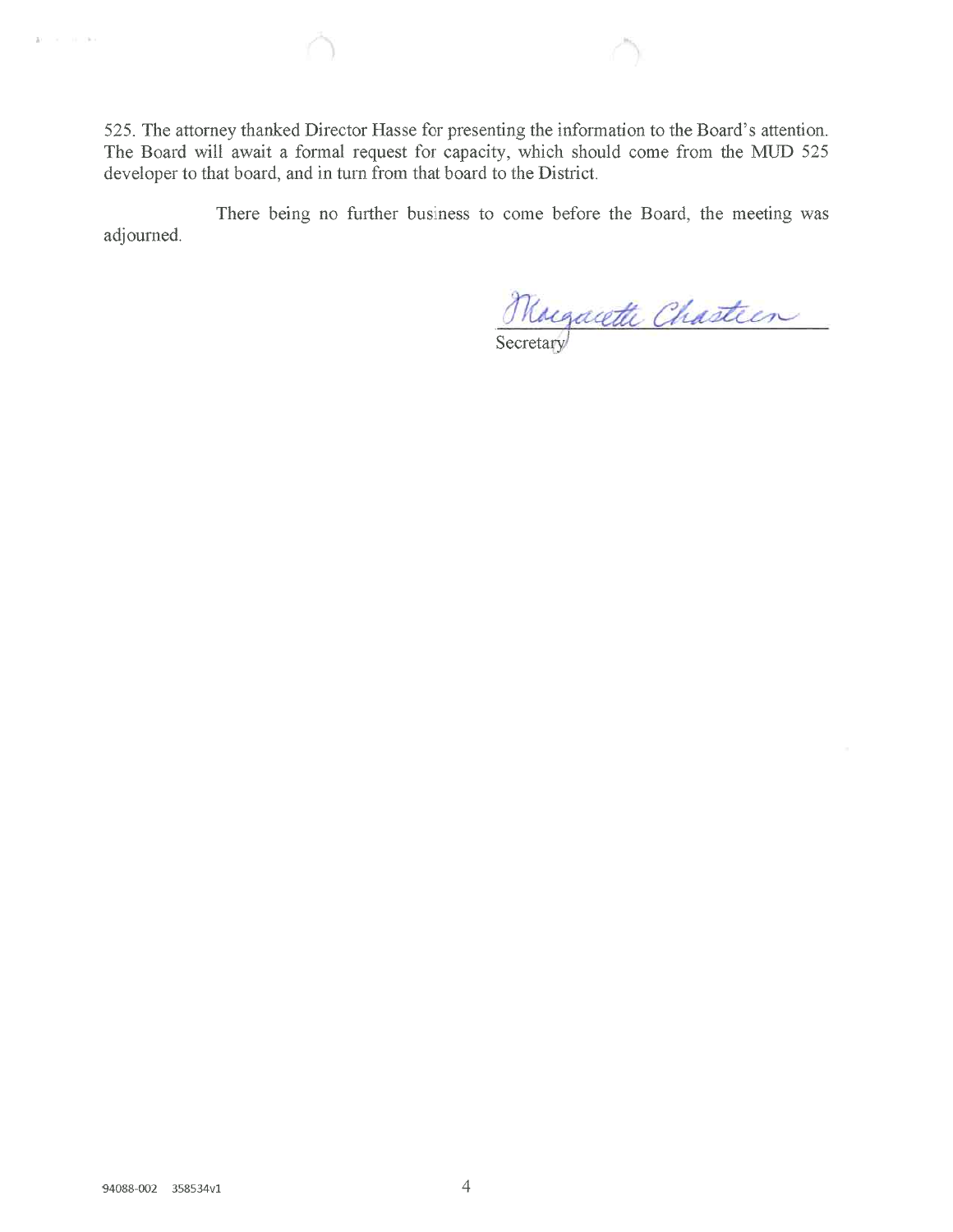525. The attorney thanked Director Hasse for presenting the information to the Board's attention. The Board will await a formal request for capacity, which should come from the MUD 525 developer to that board, and in turn from that board to the District.

There being no further business to come before the Board, the meeting was adjourned.

Margarette Chasteen

Secretary

94088-002 358534v1